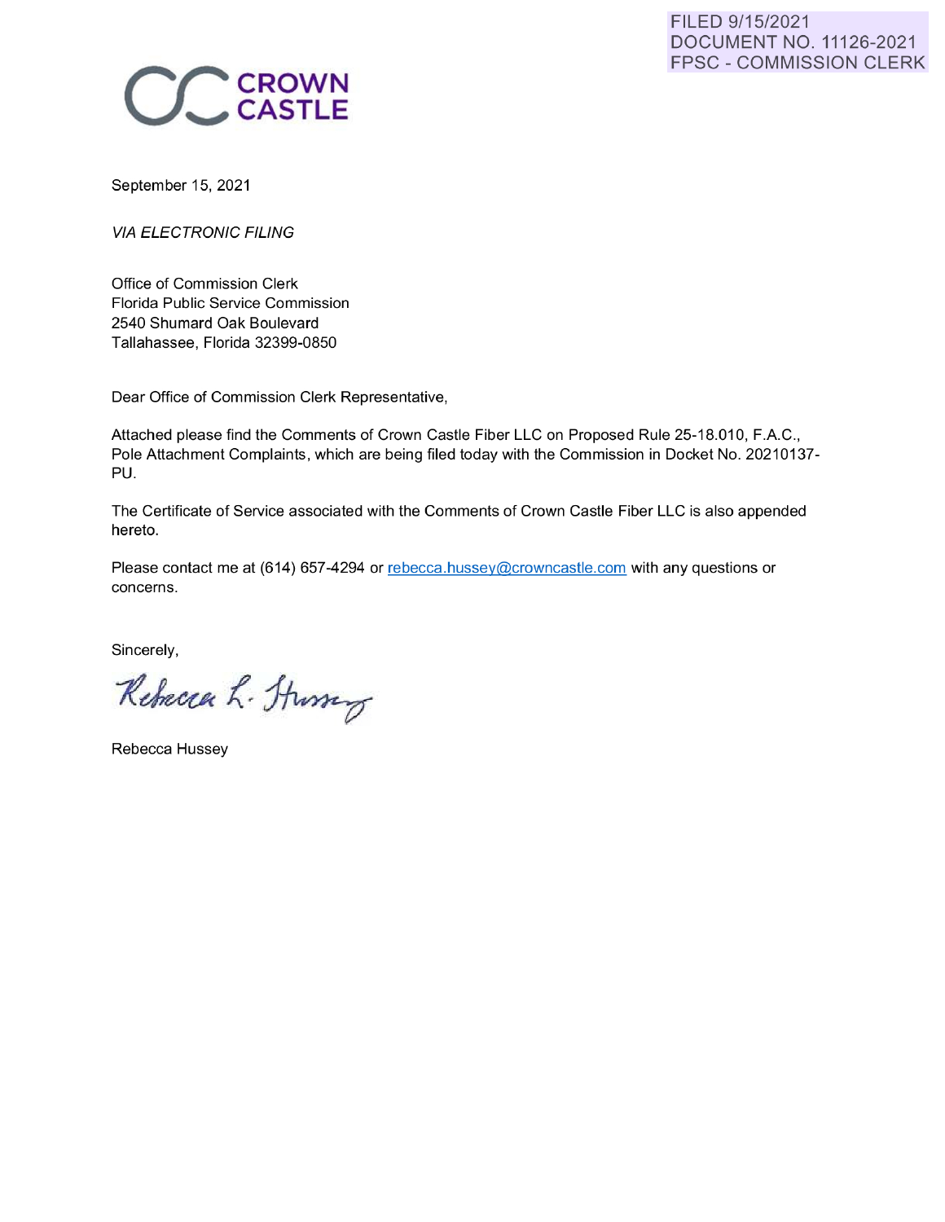FILED 9/15/2021
DOCUMENT NO. 11126-2021
FPSC - COMMISSION CLERK

CROWN CASTLE

September 15, 2021

*VIA ELECTRONIC FILING*

Office of Commission Clerk
Florida Public Service Commission
2540 Shumard Oak Boulevard
Tallahassee, Florida 32399-0850

Dear Office of Commission Clerk Representative,

Attached please find the Comments of Crown Castle Fiber LLC on Proposed Rule 25-18.010, F.A.C., Pole Attachment Complaints, which are being filed today with the Commission in Docket No. 20210137-PU.

The Certificate of Service associated with the Comments of Crown Castle Fiber LLC is also appended hereto.

Please contact me at (614) 657-4294 or rebecca.hussey@crowncastle.com with any questions or concerns.

Sincerely,

Rebecca L. Hussey

Rebecca Hussey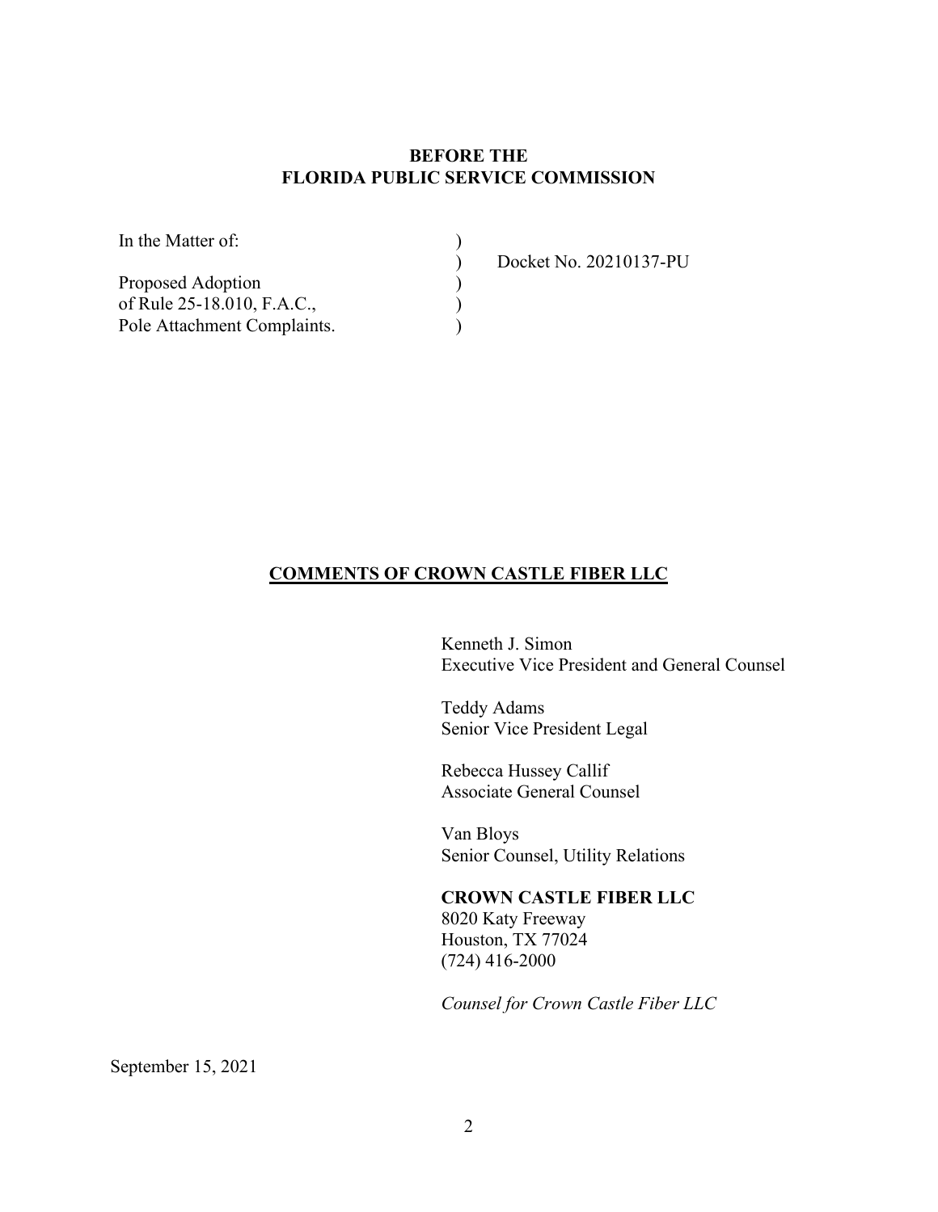**BEFORE THE**
**FLORIDA PUBLIC SERVICE COMMISSION**

| | | |
|---|---|---|
| In the Matter of: | ) | |
| | ) | Docket No. 20210137-PU |
| Proposed Adoption | ) | |
| of Rule 25-18.010, F.A.C., | ) | |
| Pole Attachment Complaints. | ) | |

**COMMENTS OF CROWN CASTLE FIBER LLC**

Kenneth J. Simon
Executive Vice President and General Counsel

Teddy Adams
Senior Vice President Legal

Rebecca Hussey Callif
Associate General Counsel

Van Bloys
Senior Counsel, Utility Relations

**CROWN CASTLE FIBER LLC**
8020 Katy Freeway
Houston, TX 77024
(724) 416-2000

*Counsel for Crown Castle Fiber LLC*

September 15, 2021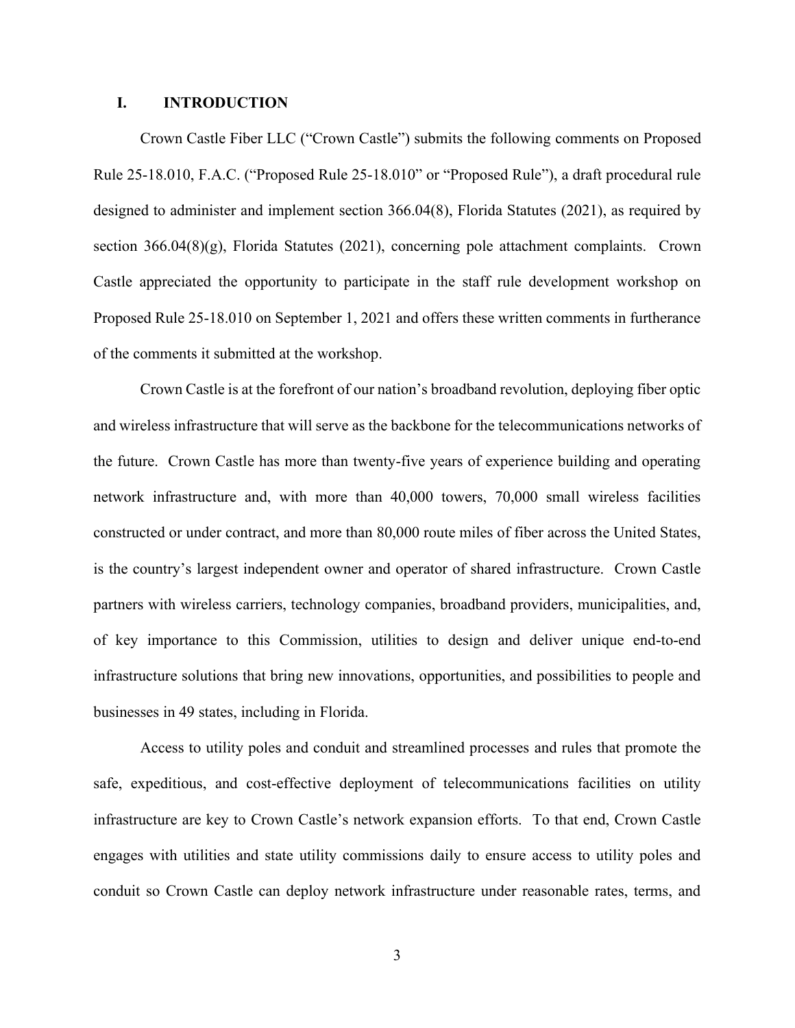## I. INTRODUCTION

Crown Castle Fiber LLC ("Crown Castle") submits the following comments on Proposed Rule 25-18.010, F.A.C. ("Proposed Rule 25-18.010" or "Proposed Rule"), a draft procedural rule designed to administer and implement section 366.04(8), Florida Statutes (2021), as required by section 366.04(8)(g), Florida Statutes (2021), concerning pole attachment complaints. Crown Castle appreciated the opportunity to participate in the staff rule development workshop on Proposed Rule 25-18.010 on September 1, 2021 and offers these written comments in furtherance of the comments it submitted at the workshop.

Crown Castle is at the forefront of our nation's broadband revolution, deploying fiber optic and wireless infrastructure that will serve as the backbone for the telecommunications networks of the future. Crown Castle has more than twenty-five years of experience building and operating network infrastructure and, with more than 40,000 towers, 70,000 small wireless facilities constructed or under contract, and more than 80,000 route miles of fiber across the United States, is the country's largest independent owner and operator of shared infrastructure. Crown Castle partners with wireless carriers, technology companies, broadband providers, municipalities, and, of key importance to this Commission, utilities to design and deliver unique end-to-end infrastructure solutions that bring new innovations, opportunities, and possibilities to people and businesses in 49 states, including in Florida.

Access to utility poles and conduit and streamlined processes and rules that promote the safe, expeditious, and cost-effective deployment of telecommunications facilities on utility infrastructure are key to Crown Castle's network expansion efforts. To that end, Crown Castle engages with utilities and state utility commissions daily to ensure access to utility poles and conduit so Crown Castle can deploy network infrastructure under reasonable rates, terms, and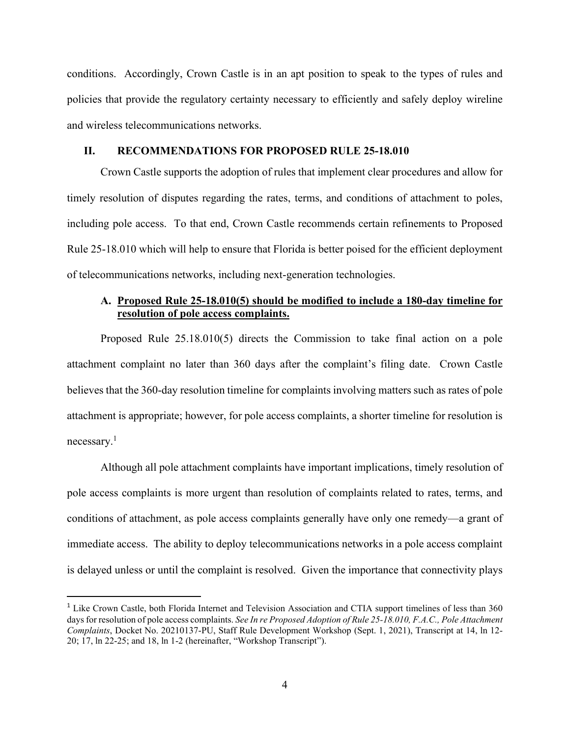conditions. Accordingly, Crown Castle is in an apt position to speak to the types of rules and policies that provide the regulatory certainty necessary to efficiently and safely deploy wireline and wireless telecommunications networks.

## II. RECOMMENDATIONS FOR PROPOSED RULE 25-18.010

Crown Castle supports the adoption of rules that implement clear procedures and allow for timely resolution of disputes regarding the rates, terms, and conditions of attachment to poles, including pole access. To that end, Crown Castle recommends certain refinements to Proposed Rule 25-18.010 which will help to ensure that Florida is better poised for the efficient deployment of telecommunications networks, including next-generation technologies.

### A. Proposed Rule 25-18.010(5) should be modified to include a 180-day timeline for resolution of pole access complaints.

Proposed Rule 25.18.010(5) directs the Commission to take final action on a pole attachment complaint no later than 360 days after the complaint's filing date. Crown Castle believes that the 360-day resolution timeline for complaints involving matters such as rates of pole attachment is appropriate; however, for pole access complaints, a shorter timeline for resolution is necessary.[1]

Although all pole attachment complaints have important implications, timely resolution of pole access complaints is more urgent than resolution of complaints related to rates, terms, and conditions of attachment, as pole access complaints generally have only one remedy—a grant of immediate access. The ability to deploy telecommunications networks in a pole access complaint is delayed unless or until the complaint is resolved. Given the importance that connectivity plays

---

[1] Like Crown Castle, both Florida Internet and Television Association and CTIA support timelines of less than 360 days for resolution of pole access complaints. *See In re Proposed Adoption of Rule 25-18.010, F.A.C., Pole Attachment Complaints*, Docket No. 20210137-PU, Staff Rule Development Workshop (Sept. 1, 2021), Transcript at 14, ln 12-20; 17, ln 22-25; and 18, ln 1-2 (hereinafter, "Workshop Transcript").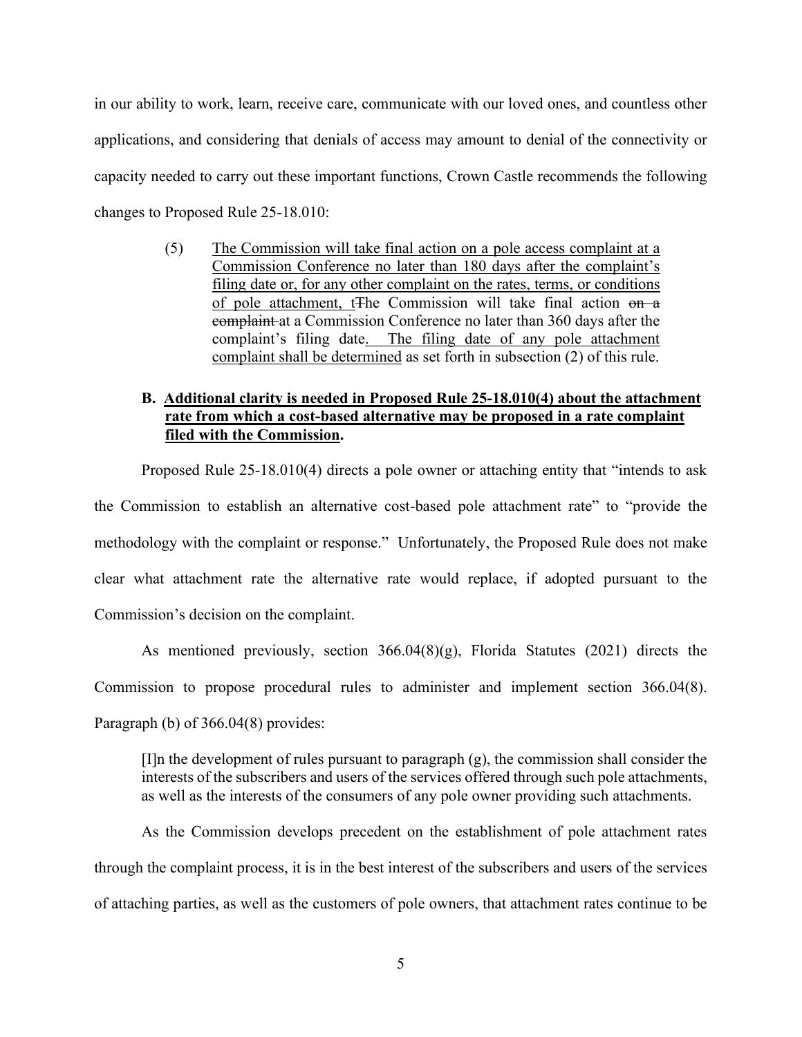in our ability to work, learn, receive care, communicate with our loved ones, and countless other applications, and considering that denials of access may amount to denial of the connectivity or capacity needed to carry out these important functions, Crown Castle recommends the following changes to Proposed Rule 25-18.010:

> (5) <u>The Commission will take final action on a pole access complaint at a Commission Conference no later than 180 days after the complaint's filing date or, for any other complaint on the rates, terms, or conditions of pole attachment, t</u>~~T~~he Commission will take final action ~~on a complaint~~ at a Commission Conference no later than 360 days after the complaint's filing date<u>. The filing date of any pole attachment complaint shall be determined</u> as set forth in subsection (2) of this rule.

### B. <u>Additional clarity is needed in Proposed Rule 25-18.010(4) about the attachment rate from which a cost-based alternative may be proposed in a rate complaint filed with the Commission</u>.

Proposed Rule 25-18.010(4) directs a pole owner or attaching entity that "intends to ask the Commission to establish an alternative cost-based pole attachment rate" to "provide the methodology with the complaint or response." Unfortunately, the Proposed Rule does not make clear what attachment rate the alternative rate would replace, if adopted pursuant to the Commission's decision on the complaint.

As mentioned previously, section 366.04(8)(g), Florida Statutes (2021) directs the Commission to propose procedural rules to administer and implement section 366.04(8). Paragraph (b) of 366.04(8) provides:

> [I]n the development of rules pursuant to paragraph (g), the commission shall consider the interests of the subscribers and users of the services offered through such pole attachments, as well as the interests of the consumers of any pole owner providing such attachments.

As the Commission develops precedent on the establishment of pole attachment rates through the complaint process, it is in the best interest of the subscribers and users of the services of attaching parties, as well as the customers of pole owners, that attachment rates continue to be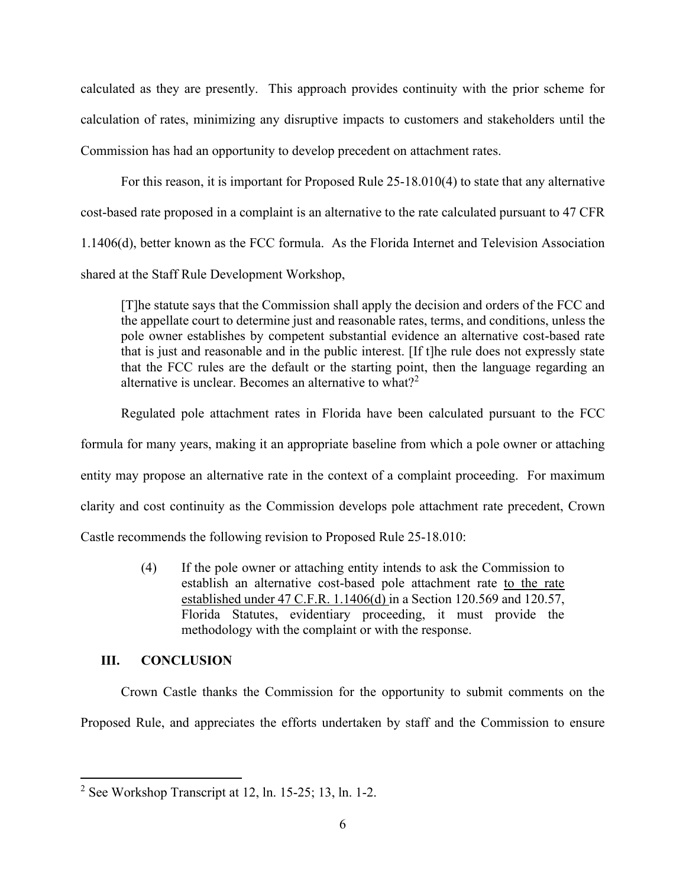calculated as they are presently. This approach provides continuity with the prior scheme for calculation of rates, minimizing any disruptive impacts to customers and stakeholders until the Commission has had an opportunity to develop precedent on attachment rates.

For this reason, it is important for Proposed Rule 25-18.010(4) to state that any alternative cost-based rate proposed in a complaint is an alternative to the rate calculated pursuant to 47 CFR 1.1406(d), better known as the FCC formula. As the Florida Internet and Television Association shared at the Staff Rule Development Workshop,

> [T]he statute says that the Commission shall apply the decision and orders of the FCC and the appellate court to determine just and reasonable rates, terms, and conditions, unless the pole owner establishes by competent substantial evidence an alternative cost-based rate that is just and reasonable and in the public interest. [If t]he rule does not expressly state that the FCC rules are the default or the starting point, then the language regarding an alternative is unclear. Becomes an alternative to what?[2]

Regulated pole attachment rates in Florida have been calculated pursuant to the FCC formula for many years, making it an appropriate baseline from which a pole owner or attaching entity may propose an alternative rate in the context of a complaint proceeding. For maximum clarity and cost continuity as the Commission develops pole attachment rate precedent, Crown Castle recommends the following revision to Proposed Rule 25-18.010:

> (4) If the pole owner or attaching entity intends to ask the Commission to establish an alternative cost-based pole attachment rate <u>to the rate established under 47 C.F.R. 1.1406(d)</u> in a Section 120.569 and 120.57, Florida Statutes, evidentiary proceeding, it must provide the methodology with the complaint or with the response.

## III. CONCLUSION

Crown Castle thanks the Commission for the opportunity to submit comments on the Proposed Rule, and appreciates the efforts undertaken by staff and the Commission to ensure

---

[2] See Workshop Transcript at 12, ln. 15-25; 13, ln. 1-2.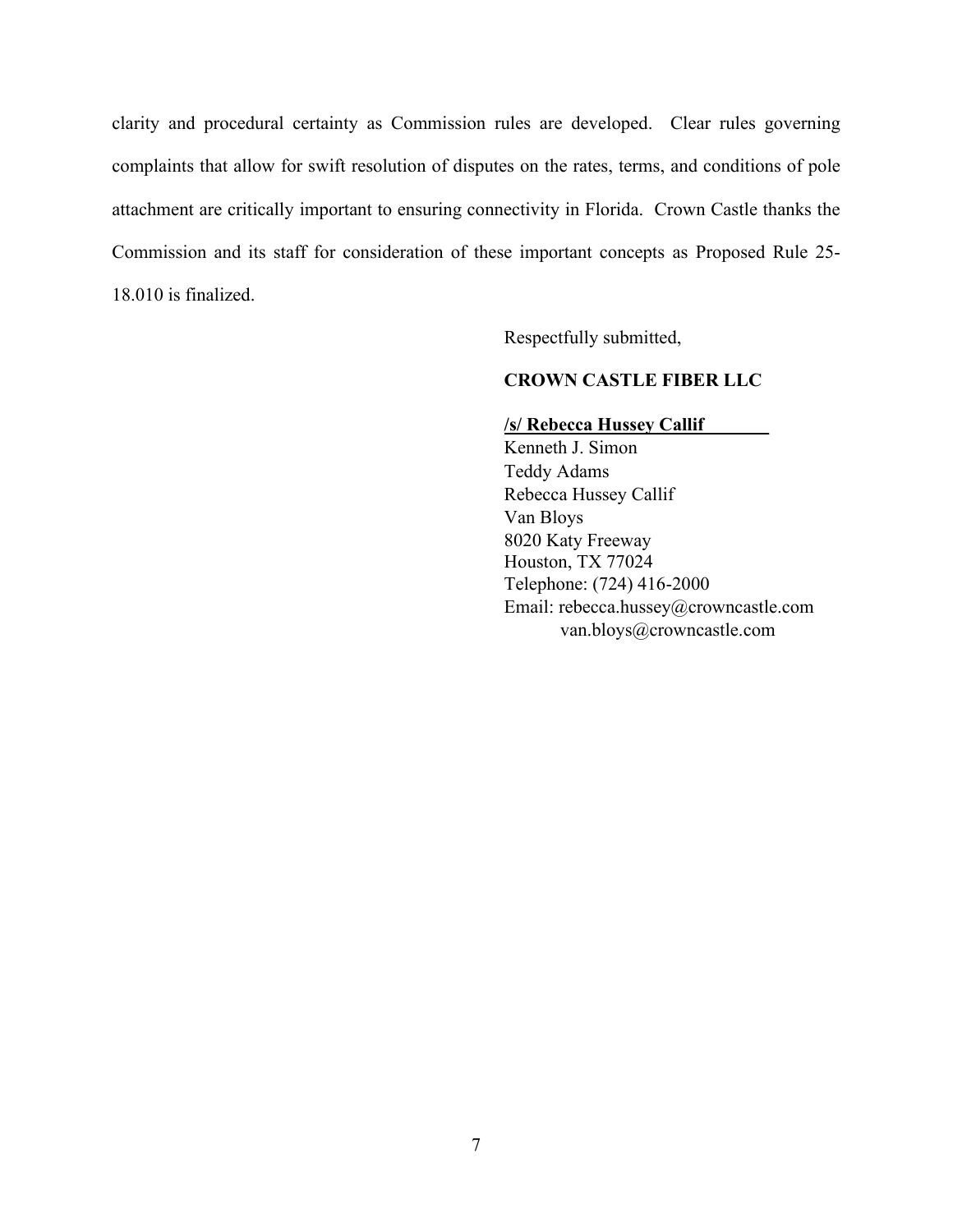clarity and procedural certainty as Commission rules are developed. Clear rules governing complaints that allow for swift resolution of disputes on the rates, terms, and conditions of pole attachment are critically important to ensuring connectivity in Florida. Crown Castle thanks the Commission and its staff for consideration of these important concepts as Proposed Rule 25-18.010 is finalized.

Respectfully submitted,

**CROWN CASTLE FIBER LLC**

**/s/ Rebecca Hussey Callif**

Kenneth J. Simon
Teddy Adams
Rebecca Hussey Callif
Van Bloys
8020 Katy Freeway
Houston, TX 77024
Telephone: (724) 416-2000
Email: rebecca.hussey@crowncastle.com
van.bloys@crowncastle.com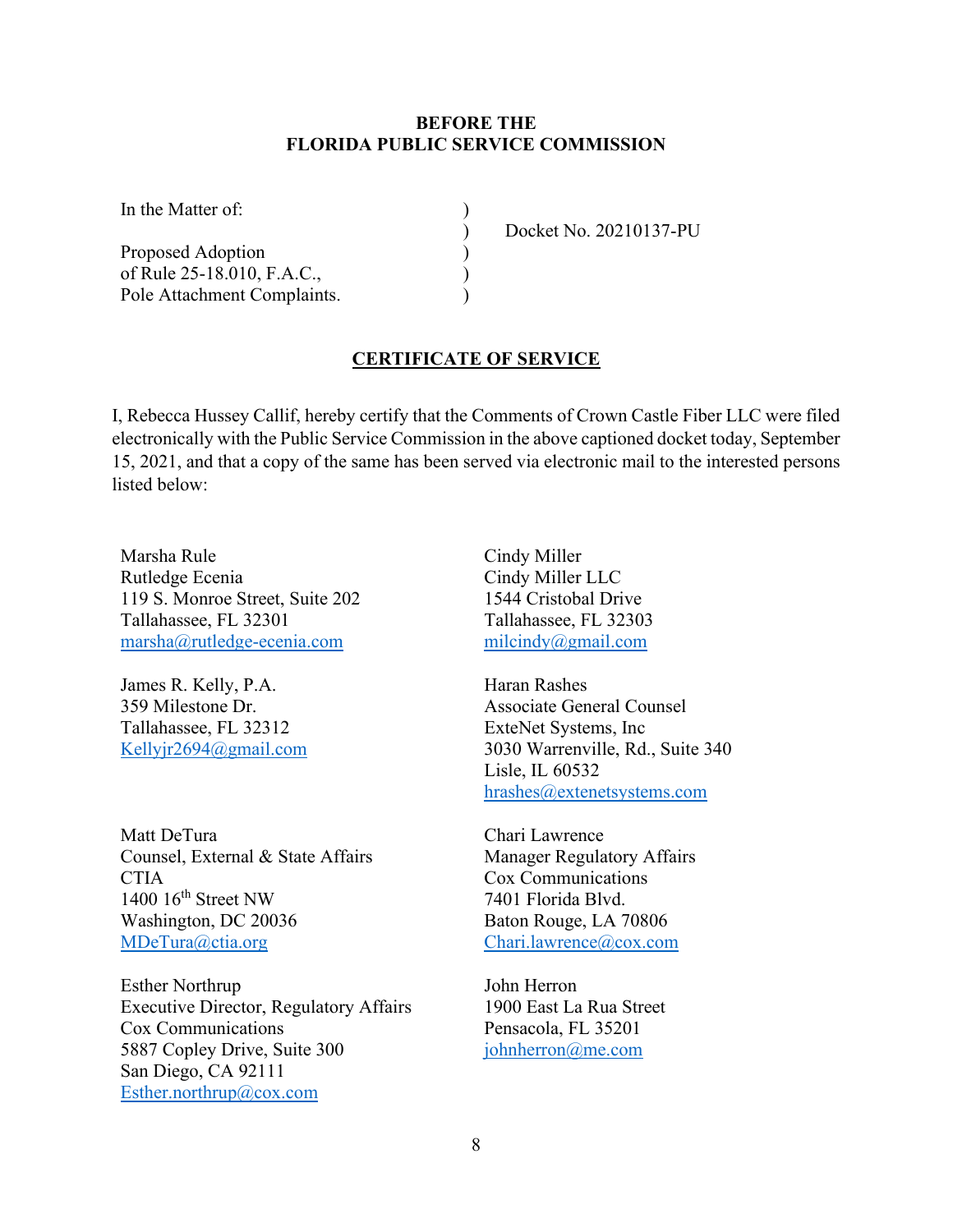**BEFORE THE**
**FLORIDA PUBLIC SERVICE COMMISSION**

| | | |
|---|---|---|
| In the Matter of: | ) | |
| | ) | Docket No. 20210137-PU |
| Proposed Adoption | ) | |
| of Rule 25-18.010, F.A.C., | ) | |
| Pole Attachment Complaints. | ) | |

**CERTIFICATE OF SERVICE**

I, Rebecca Hussey Callif, hereby certify that the Comments of Crown Castle Fiber LLC were filed electronically with the Public Service Commission in the above captioned docket today, September 15, 2021, and that a copy of the same has been served via electronic mail to the interested persons listed below:

Marsha Rule
Rutledge Ecenia
119 S. Monroe Street, Suite 202
Tallahassee, FL 32301
marsha@rutledge-ecenia.com

Cindy Miller
Cindy Miller LLC
1544 Cristobal Drive
Tallahassee, FL 32303
milcindy@gmail.com

James R. Kelly, P.A.
359 Milestone Dr.
Tallahassee, FL 32312
Kellyjr2694@gmail.com

Haran Rashes
Associate General Counsel
ExteNet Systems, Inc
3030 Warrenville, Rd., Suite 340
Lisle, IL 60532
hrashes@extenetsystems.com

Matt DeTura
Counsel, External & State Affairs
CTIA
1400 16th Street NW
Washington, DC 20036
MDeTura@ctia.org

Chari Lawrence
Manager Regulatory Affairs
Cox Communications
7401 Florida Blvd.
Baton Rouge, LA 70806
Chari.lawrence@cox.com

Esther Northrup
Executive Director, Regulatory Affairs
Cox Communications
5887 Copley Drive, Suite 300
San Diego, CA 92111
Esther.northrup@cox.com

John Herron
1900 East La Rua Street
Pensacola, FL 35201
johnherron@me.com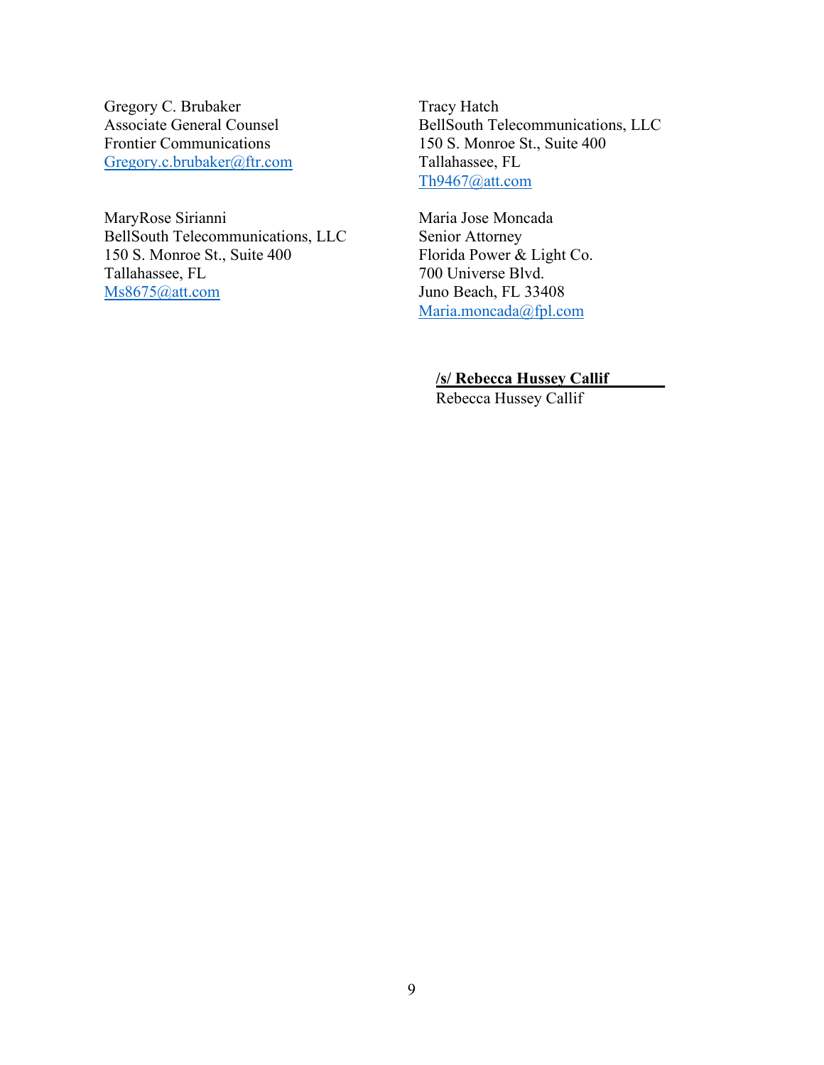Gregory C. Brubaker
Associate General Counsel
Frontier Communications
Gregory.c.brubaker@ftr.com

Tracy Hatch
BellSouth Telecommunications, LLC
150 S. Monroe St., Suite 400
Tallahassee, FL
Th9467@att.com

MaryRose Sirianni
BellSouth Telecommunications, LLC
150 S. Monroe St., Suite 400
Tallahassee, FL
Ms8675@att.com

Maria Jose Moncada
Senior Attorney
Florida Power & Light Co.
700 Universe Blvd.
Juno Beach, FL 33408
Maria.moncada@fpl.com

**/s/ Rebecca Hussey Callif**
Rebecca Hussey Callif